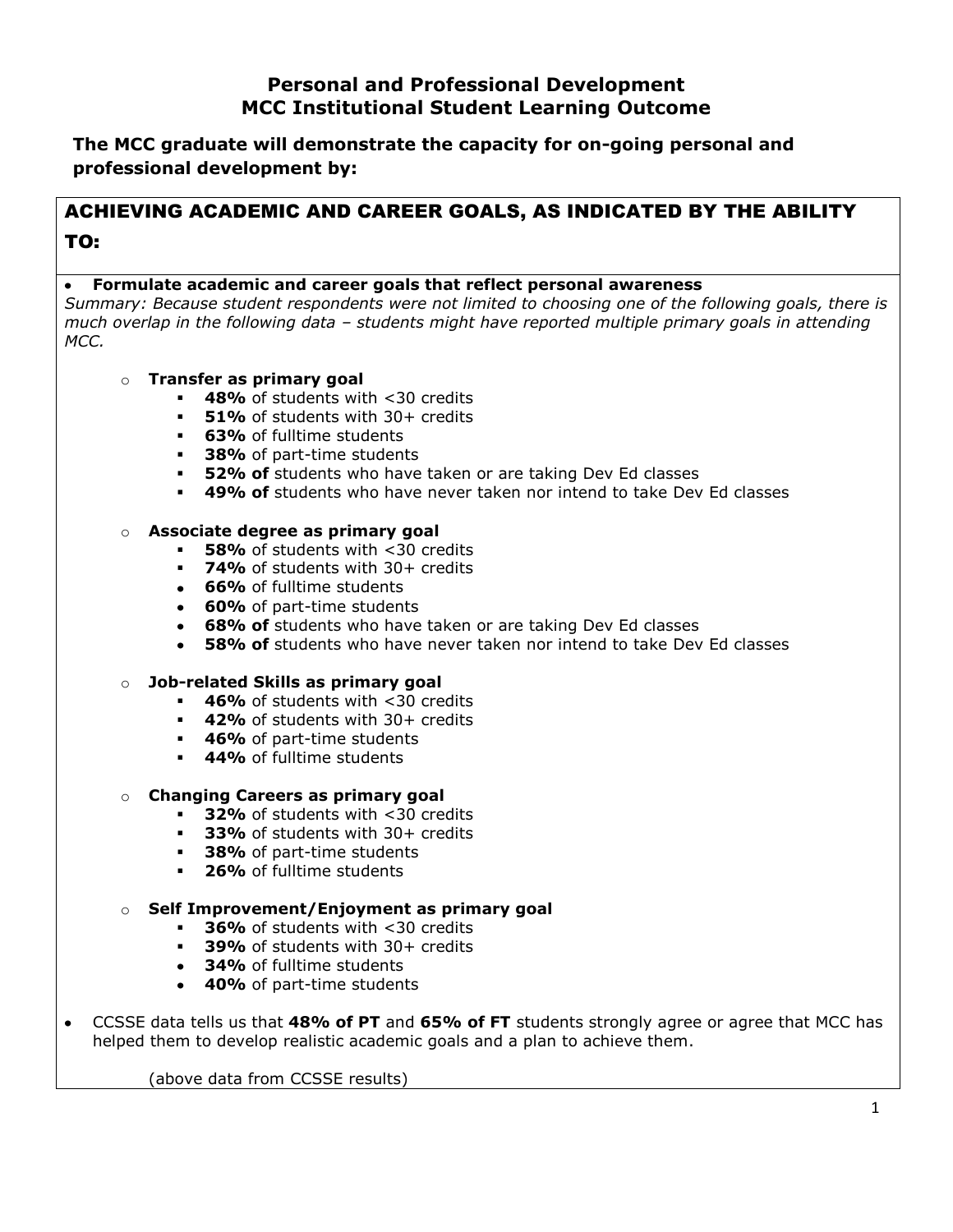# Personal and Professional Development
# MCC Institutional Student Learning Outcome

**The MCC graduate will demonstrate the capacity for on-going personal and professional development by:**

## ACHIEVING ACADEMIC AND CAREER GOALS, AS INDICATED BY THE ABILITY TO:

- **Formulate academic and career goals that reflect personal awareness**

*Summary: Because student respondents were not limited to choosing one of the following goals, there is much overlap in the following data – students might have reported multiple primary goals in attending MCC.*

  - **Transfer as primary goal**
    - **48%** of students with <30 credits
    - **51%** of students with 30+ credits
    - **63%** of fulltime students
    - **38%** of part-time students
    - **52% of** students who have taken or are taking Dev Ed classes
    - **49% of** students who have never taken nor intend to take Dev Ed classes
  - **Associate degree as primary goal**
    - **58%** of students with <30 credits
    - **74%** of students with 30+ credits
    - **66%** of fulltime students
    - **60%** of part-time students
    - **68% of** students who have taken or are taking Dev Ed classes
    - **58% of** students who have never taken nor intend to take Dev Ed classes
  - **Job-related Skills as primary goal**
    - **46%** of students with <30 credits
    - **42%** of students with 30+ credits
    - **46%** of part-time students
    - **44%** of fulltime students
  - **Changing Careers as primary goal**
    - **32%** of students with <30 credits
    - **33%** of students with 30+ credits
    - **38%** of part-time students
    - **26%** of fulltime students
  - **Self Improvement/Enjoyment as primary goal**
    - **36%** of students with <30 credits
    - **39%** of students with 30+ credits
    - **34%** of fulltime students
    - **40%** of part-time students

- CCSSE data tells us that **48% of PT** and **65% of FT** students strongly agree or agree that MCC has helped them to develop realistic academic goals and a plan to achieve them.

(above data from CCSSE results)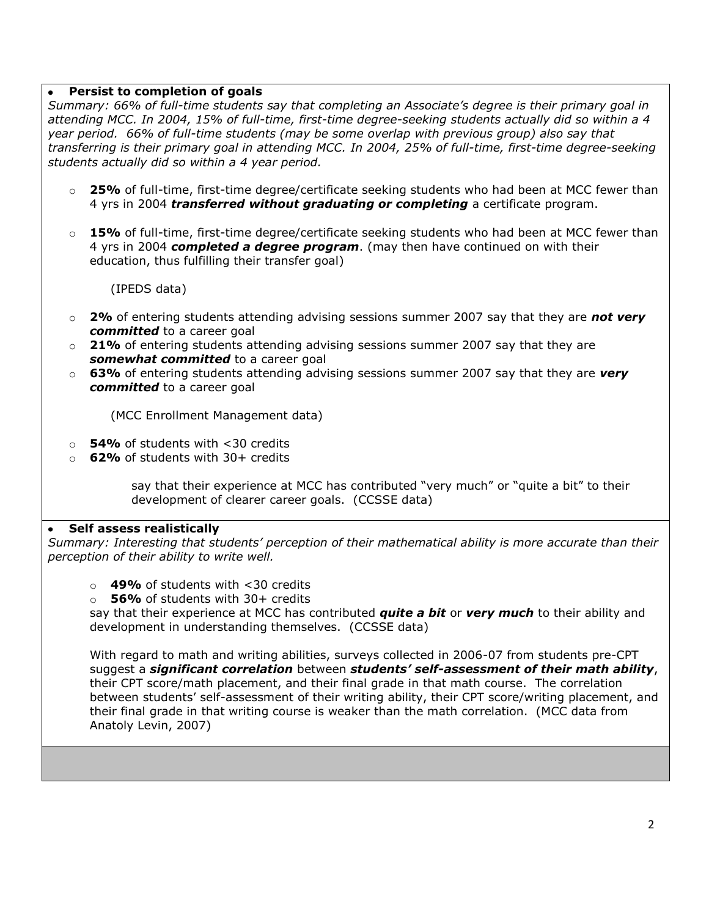- **Persist to completion of goals**

*Summary: 66% of full-time students say that completing an Associate's degree is their primary goal in attending MCC. In 2004, 15% of full-time, first-time degree-seeking students actually did so within a 4 year period. 66% of full-time students (may be some overlap with previous group) also say that transferring is their primary goal in attending MCC. In 2004, 25% of full-time, first-time degree-seeking students actually did so within a 4 year period.*

  - **25%** of full-time, first-time degree/certificate seeking students who had been at MCC fewer than 4 yrs in 2004 ***transferred without graduating or completing*** a certificate program.
  - **15%** of full-time, first-time degree/certificate seeking students who had been at MCC fewer than 4 yrs in 2004 ***completed a degree program***. (may then have continued on with their education, thus fulfilling their transfer goal)

    (IPEDS data)

  - **2%** of entering students attending advising sessions summer 2007 say that they are ***not very committed*** to a career goal
  - **21%** of entering students attending advising sessions summer 2007 say that they are ***somewhat committed*** to a career goal
  - **63%** of entering students attending advising sessions summer 2007 say that they are ***very committed*** to a career goal

    (MCC Enrollment Management data)

  - **54%** of students with <30 credits
  - **62%** of students with 30+ credits

    say that their experience at MCC has contributed "very much" or "quite a bit" to their development of clearer career goals. (CCSSE data)

- **Self assess realistically**

*Summary: Interesting that students' perception of their mathematical ability is more accurate than their perception of their ability to write well.*

  - **49%** of students with <30 credits
  - **56%** of students with 30+ credits

  say that their experience at MCC has contributed ***quite a bit*** or ***very much*** to their ability and development in understanding themselves. (CCSSE data)

  With regard to math and writing abilities, surveys collected in 2006-07 from students pre-CPT suggest a ***significant correlation*** between ***students' self-assessment of their math ability***, their CPT score/math placement, and their final grade in that math course. The correlation between students' self-assessment of their writing ability, their CPT score/writing placement, and their final grade in that writing course is weaker than the math correlation. (MCC data from Anatoly Levin, 2007)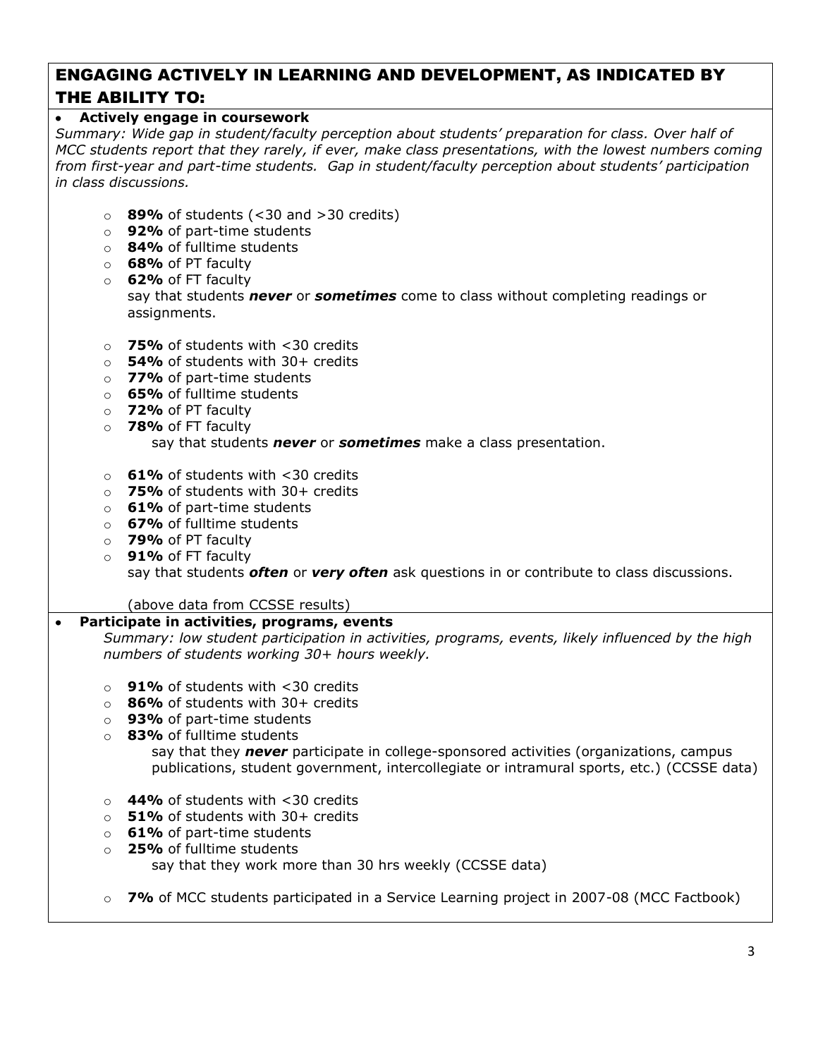## ENGAGING ACTIVELY IN LEARNING AND DEVELOPMENT, AS INDICATED BY THE ABILITY TO:

- **Actively engage in coursework**

*Summary: Wide gap in student/faculty perception about students' preparation for class. Over half of MCC students report that they rarely, if ever, make class presentations, with the lowest numbers coming from first-year and part-time students. Gap in student/faculty perception about students' participation in class discussions.*

  - **89%** of students (<30 and >30 credits)
  - **92%** of part-time students
  - **84%** of fulltime students
  - **68%** of PT faculty
  - **62%** of FT faculty

  say that students ***never*** or ***sometimes*** come to class without completing readings or assignments.

  - **75%** of students with <30 credits
  - **54%** of students with 30+ credits
  - **77%** of part-time students
  - **65%** of fulltime students
  - **72%** of PT faculty
  - **78%** of FT faculty

  say that students ***never*** or ***sometimes*** make a class presentation.

  - **61%** of students with <30 credits
  - **75%** of students with 30+ credits
  - **61%** of part-time students
  - **67%** of fulltime students
  - **79%** of PT faculty
  - **91%** of FT faculty

  say that students ***often*** or ***very often*** ask questions in or contribute to class discussions.

  (above data from CCSSE results)

- **Participate in activities, programs, events**

*Summary: low student participation in activities, programs, events, likely influenced by the high numbers of students working 30+ hours weekly.*

  - **91%** of students with <30 credits
  - **86%** of students with 30+ credits
  - **93%** of part-time students
  - **83%** of fulltime students

  say that they ***never*** participate in college-sponsored activities (organizations, campus publications, student government, intercollegiate or intramural sports, etc.) (CCSSE data)

  - **44%** of students with <30 credits
  - **51%** of students with 30+ credits
  - **61%** of part-time students
  - **25%** of fulltime students

  say that they work more than 30 hrs weekly (CCSSE data)

  - **7%** of MCC students participated in a Service Learning project in 2007-08 (MCC Factbook)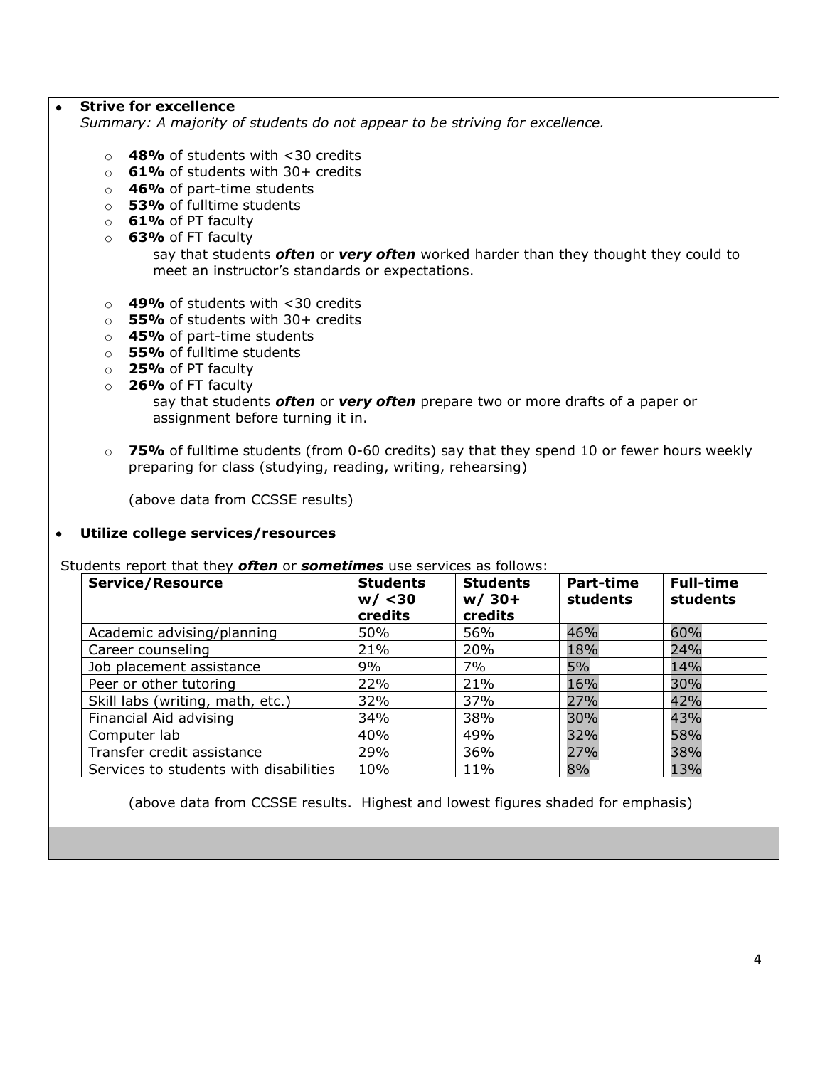- **Strive for excellence**

  *Summary: A majority of students do not appear to be striving for excellence.*

  - **48%** of students with <30 credits
  - **61%** of students with 30+ credits
  - **46%** of part-time students
  - **53%** of fulltime students
  - **61%** of PT faculty
  - **63%** of FT faculty

    say that students ***often*** or ***very often*** worked harder than they thought they could to meet an instructor's standards or expectations.

  - **49%** of students with <30 credits
  - **55%** of students with 30+ credits
  - **45%** of part-time students
  - **55%** of fulltime students
  - **25%** of PT faculty
  - **26%** of FT faculty

    say that students ***often*** or ***very often*** prepare two or more drafts of a paper or assignment before turning it in.

  - **75%** of fulltime students (from 0-60 credits) say that they spend 10 or fewer hours weekly preparing for class (studying, reading, writing, rehearsing)

  (above data from CCSSE results)

- **Utilize college services/resources**

Students report that they ***often*** or ***sometimes*** use services as follows:

| Service/Resource | Students w/ <30 credits | Students w/ 30+ credits | Part-time students | Full-time students |
|---|---|---|---|---|
| Academic advising/planning | 50% | 56% | 46% | 60% |
| Career counseling | 21% | 20% | 18% | 24% |
| Job placement assistance | 9% | 7% | 5% | 14% |
| Peer or other tutoring | 22% | 21% | 16% | 30% |
| Skill labs (writing, math, etc.) | 32% | 37% | 27% | 42% |
| Financial Aid advising | 34% | 38% | 30% | 43% |
| Computer lab | 40% | 49% | 32% | 58% |
| Transfer credit assistance | 29% | 36% | 27% | 38% |
| Services to students with disabilities | 10% | 11% | 8% | 13% |

(above data from CCSSE results. Highest and lowest figures shaded for emphasis)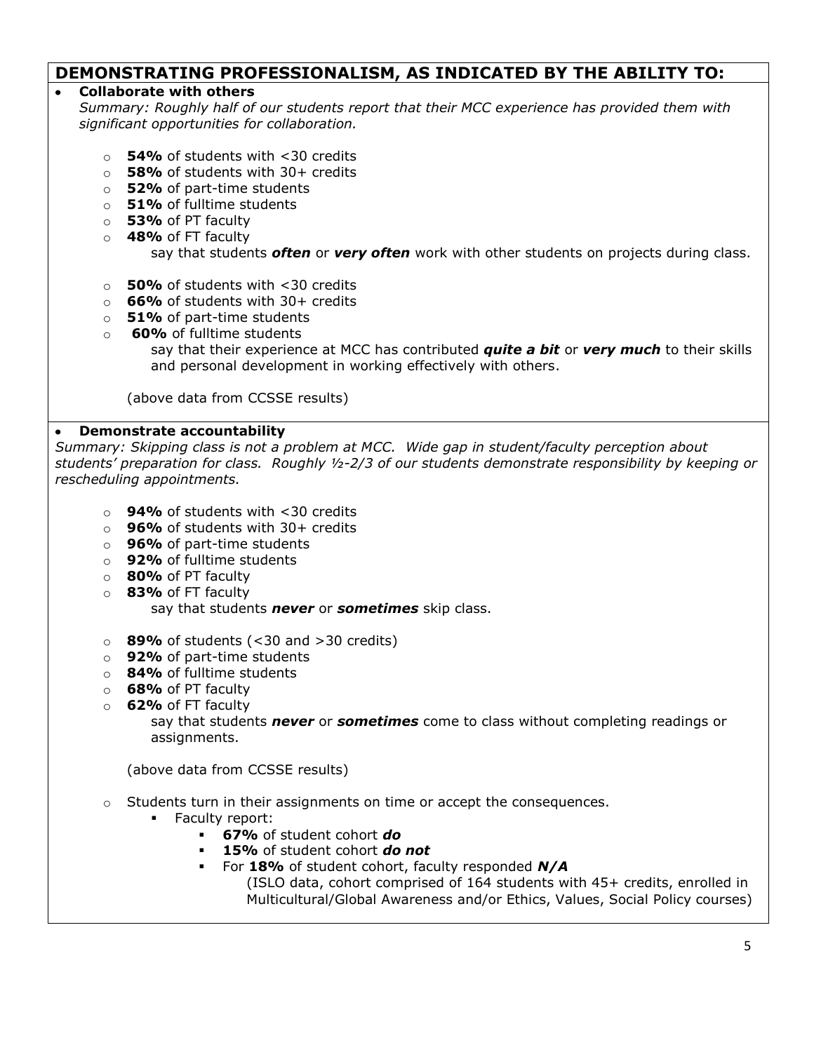## DEMONSTRATING PROFESSIONALISM, AS INDICATED BY THE ABILITY TO:

- **Collaborate with others**

  *Summary: Roughly half of our students report that their MCC experience has provided them with significant opportunities for collaboration.*

  - **54%** of students with <30 credits
  - **58%** of students with 30+ credits
  - **52%** of part-time students
  - **51%** of fulltime students
  - **53%** of PT faculty
  - **48%** of FT faculty

    say that students ***often*** or ***very often*** work with other students on projects during class.

  - **50%** of students with <30 credits
  - **66%** of students with 30+ credits
  - **51%** of part-time students
  - **60%** of fulltime students

    say that their experience at MCC has contributed ***quite a bit*** or ***very much*** to their skills and personal development in working effectively with others.

  (above data from CCSSE results)

- **Demonstrate accountability**

  *Summary: Skipping class is not a problem at MCC. Wide gap in student/faculty perception about students' preparation for class. Roughly ½-2/3 of our students demonstrate responsibility by keeping or rescheduling appointments.*

  - **94%** of students with <30 credits
  - **96%** of students with 30+ credits
  - **96%** of part-time students
  - **92%** of fulltime students
  - **80%** of PT faculty
  - **83%** of FT faculty

    say that students ***never*** or ***sometimes*** skip class.

  - **89%** of students (<30 and >30 credits)
  - **92%** of part-time students
  - **84%** of fulltime students
  - **68%** of PT faculty
  - **62%** of FT faculty

    say that students ***never*** or ***sometimes*** come to class without completing readings or assignments.

  (above data from CCSSE results)

  - Students turn in their assignments on time or accept the consequences.
    - Faculty report:
      - **67%** of student cohort ***do***
      - **15%** of student cohort ***do not***
      - For **18%** of student cohort, faculty responded ***N/A***

        (ISLO data, cohort comprised of 164 students with 45+ credits, enrolled in Multicultural/Global Awareness and/or Ethics, Values, Social Policy courses)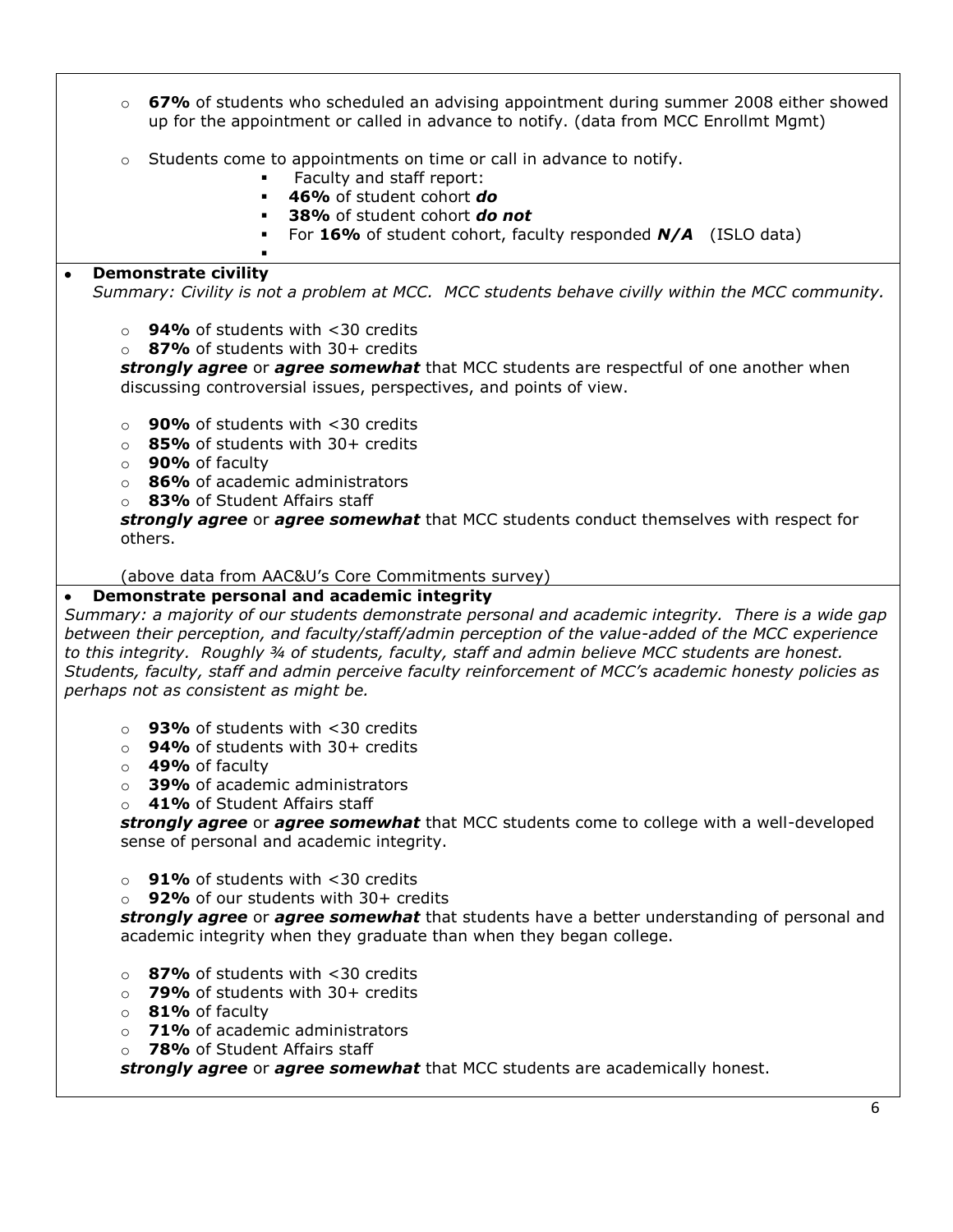- **67%** of students who scheduled an advising appointment during summer 2008 either showed up for the appointment or called in advance to notify. (data from MCC Enrollmt Mgmt)

- Students come to appointments on time or call in advance to notify.
  - Faculty and staff report:
  - **46%** of student cohort ***do***
  - **38%** of student cohort ***do not***
  - For **16%** of student cohort, faculty responded ***N/A*** (ISLO data)

- **Demonstrate civility**

  *Summary: Civility is not a problem at MCC. MCC students behave civilly within the MCC community.*

  - **94%** of students with <30 credits
  - **87%** of students with 30+ credits

  ***strongly agree*** or ***agree somewhat*** that MCC students are respectful of one another when discussing controversial issues, perspectives, and points of view.

  - **90%** of students with <30 credits
  - **85%** of students with 30+ credits
  - **90%** of faculty
  - **86%** of academic administrators
  - **83%** of Student Affairs staff

  ***strongly agree*** or ***agree somewhat*** that MCC students conduct themselves with respect for others.

  (above data from AAC&U's Core Commitments survey)

- **Demonstrate personal and academic integrity**

  *Summary: a majority of our students demonstrate personal and academic integrity. There is a wide gap between their perception, and faculty/staff/admin perception of the value-added of the MCC experience to this integrity. Roughly ¾ of students, faculty, staff and admin believe MCC students are honest. Students, faculty, staff and admin perceive faculty reinforcement of MCC's academic honesty policies as perhaps not as consistent as might be.*

  - **93%** of students with <30 credits
  - **94%** of students with 30+ credits
  - **49%** of faculty
  - **39%** of academic administrators
  - **41%** of Student Affairs staff

  ***strongly agree*** or ***agree somewhat*** that MCC students come to college with a well-developed sense of personal and academic integrity.

  - **91%** of students with <30 credits
  - **92%** of our students with 30+ credits

  ***strongly agree*** or ***agree somewhat*** that students have a better understanding of personal and academic integrity when they graduate than when they began college.

  - **87%** of students with <30 credits
  - **79%** of students with 30+ credits
  - **81%** of faculty
  - **71%** of academic administrators
  - **78%** of Student Affairs staff

  ***strongly agree*** or ***agree somewhat*** that MCC students are academically honest.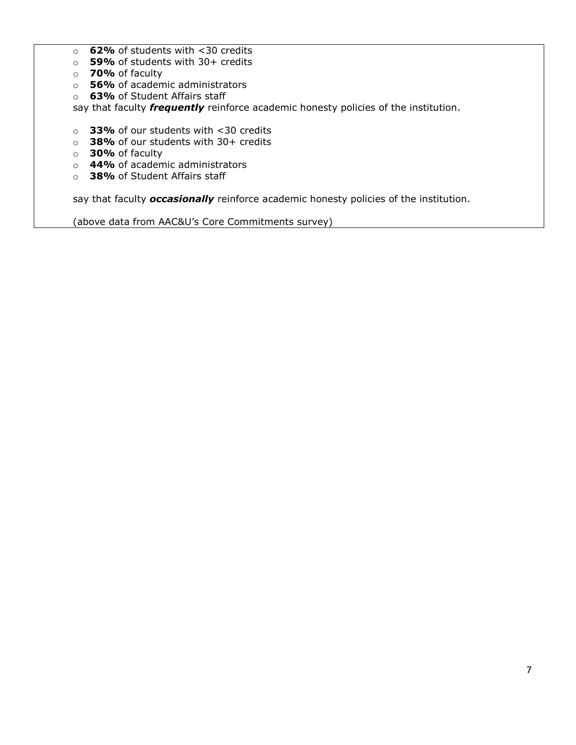- **62%** of students with <30 credits
- **59%** of students with 30+ credits
- **70%** of faculty
- **56%** of academic administrators
- **63%** of Student Affairs staff

say that faculty ***frequently*** reinforce academic honesty policies of the institution.

- **33%** of our students with <30 credits
- **38%** of our students with 30+ credits
- **30%** of faculty
- **44%** of academic administrators
- **38%** of Student Affairs staff

say that faculty ***occasionally*** reinforce academic honesty policies of the institution.

(above data from AAC&U's Core Commitments survey)